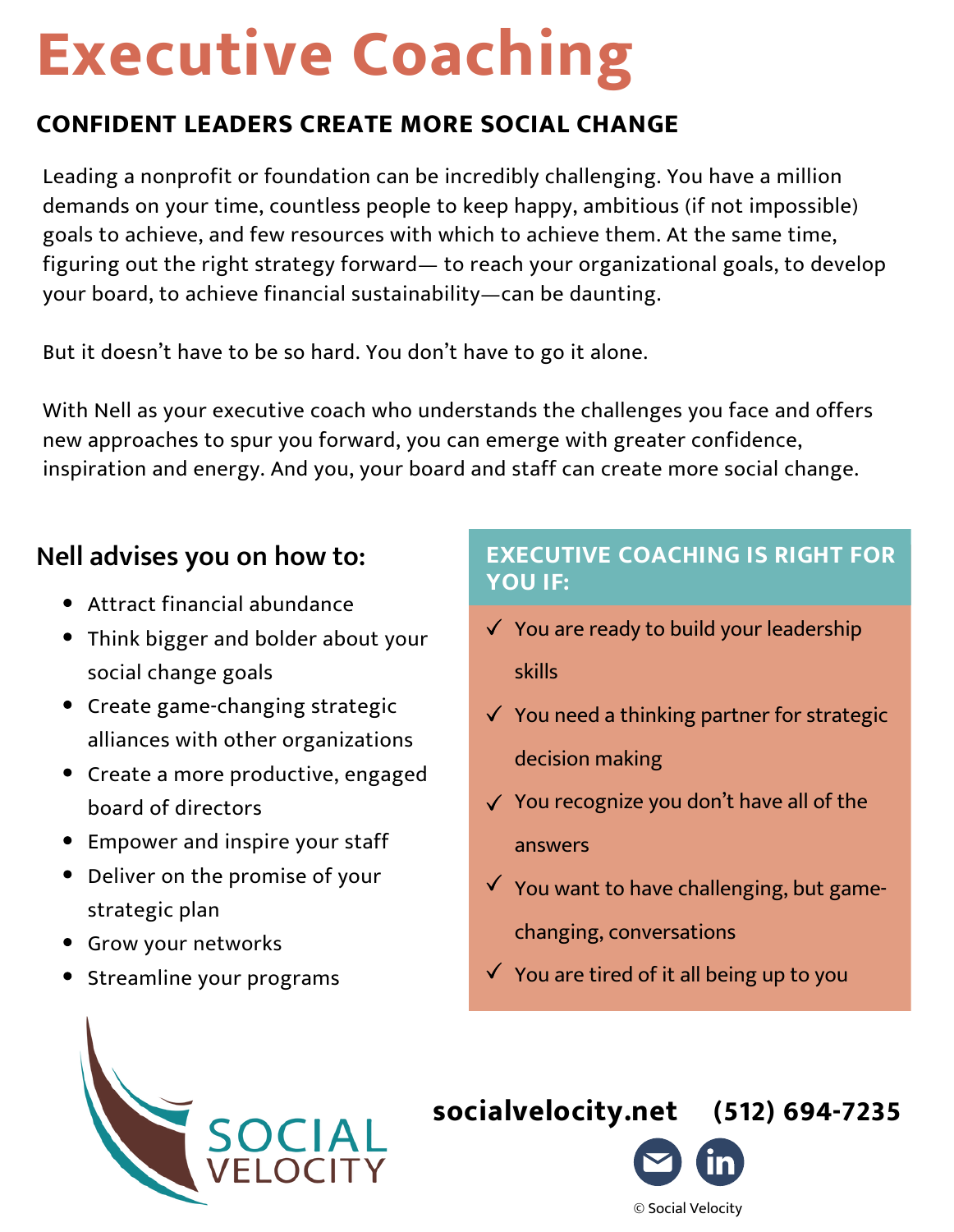# Executive Coaching

## CONFIDENT LEADERS CREATE MORE SOCIAL CHANGE

Leading a nonprofit or foundation can be incredibly challenging. You have a million demands on your time, countless people to keep happy, ambitious (if not impossible) goals to achieve, and few resources with which to achieve them. At the same time, figuring out the right strategy forward— to reach your organizational goals, to develop your board, to achieve financial sustainability—can be daunting.

But it doesn't have to be so hard. You don't have to go it alone.

With Nell as your executive coach who understands the challenges you face and offers new approaches to spur you forward, you can emerge with greater confidence, inspiration and energy. And you, your board and staff can create more social change.

### Nell advises you on how to:

- Attract financial abundance
- Think bigger and bolder about your social change goals
- Create game-changing strategic alliances with other organizations
- Create a more productive, engaged board of directors
- Empower and inspire your staff
- Deliver on the promise of your strategic plan
- Grow your networks
- Streamline your programs

### EXECUTIVE COACHING IS RIGHT FOR YOU IF:

- ✓ You are ready to build your leadership skills
- ✓ You need a thinking partner for strategic decision making
- ✓ You recognize you don't have all of the answers
- ✓ You want to have challenging, but game-changing, conversations
- ✓ You are tired of it all being up to you

SOCIAL VELOCITY

**socialvelocity.net** **(512) 694-7235**

© Social Velocity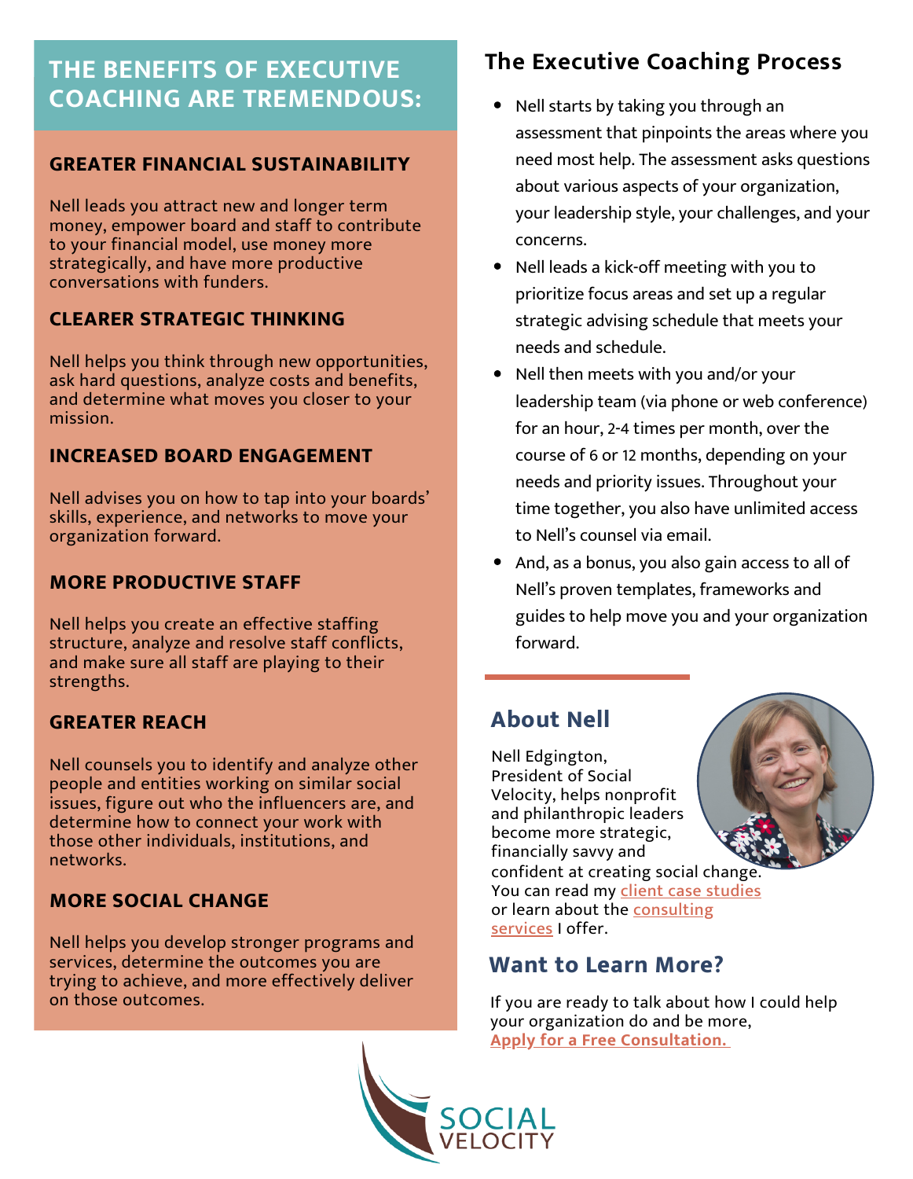## THE BENEFITS OF EXECUTIVE COACHING ARE TREMENDOUS:

### GREATER FINANCIAL SUSTAINABILITY

Nell leads you attract new and longer term money, empower board and staff to contribute to your financial model, use money more strategically, and have more productive conversations with funders.

### CLEARER STRATEGIC THINKING

Nell helps you think through new opportunities, ask hard questions, analyze costs and benefits, and determine what moves you closer to your mission.

### INCREASED BOARD ENGAGEMENT

Nell advises you on how to tap into your boards' skills, experience, and networks to move your organization forward.

### MORE PRODUCTIVE STAFF

Nell helps you create an effective staffing structure, analyze and resolve staff conflicts, and make sure all staff are playing to their strengths.

### GREATER REACH

Nell counsels you to identify and analyze other people and entities working on similar social issues, figure out who the influencers are, and determine how to connect your work with those other individuals, institutions, and networks.

### MORE SOCIAL CHANGE

Nell helps you develop stronger programs and services, determine the outcomes you are trying to achieve, and more effectively deliver on those outcomes.

## The Executive Coaching Process

- Nell starts by taking you through an assessment that pinpoints the areas where you need most help. The assessment asks questions about various aspects of your organization, your leadership style, your challenges, and your concerns.
- Nell leads a kick-off meeting with you to prioritize focus areas and set up a regular strategic advising schedule that meets your needs and schedule.
- Nell then meets with you and/or your leadership team (via phone or web conference) for an hour, 2-4 times per month, over the course of 6 or 12 months, depending on your needs and priority issues. Throughout your time together, you also have unlimited access to Nell's counsel via email.
- And, as a bonus, you also gain access to all of Nell's proven templates, frameworks and guides to help move you and your organization forward.

## About Nell

Nell Edgington, President of Social Velocity, helps nonprofit and philanthropic leaders become more strategic, financially savvy and confident at creating social change. You can read my client case studies or learn about the consulting services I offer.

## Want to Learn More?

If you are ready to talk about how I could help your organization do and be more, **Apply for a Free Consultation.**

SOCIAL VELOCITY